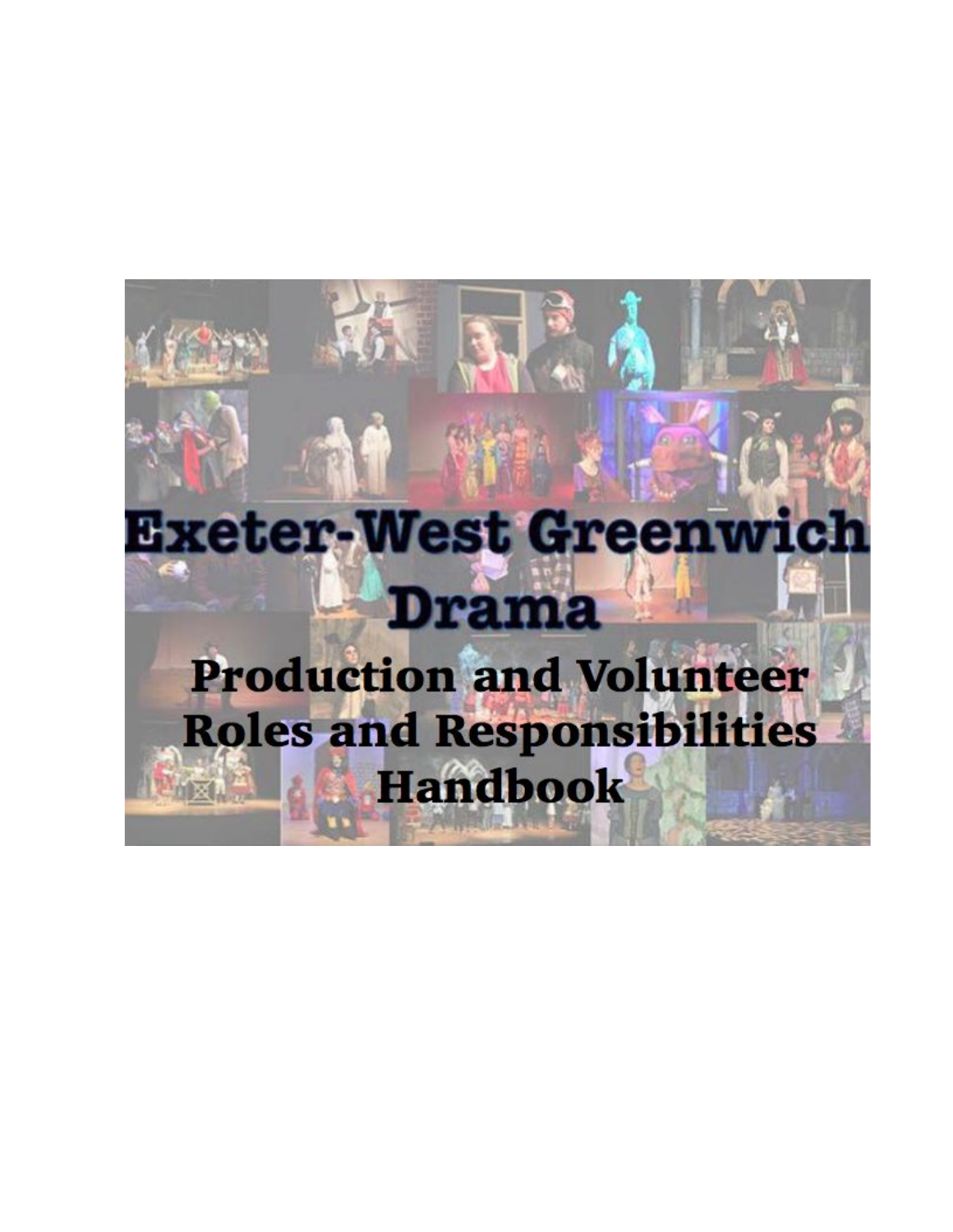# Exeter-West Greenwich Drama

## Production and Volunteer Roles and Responsibilities Handbook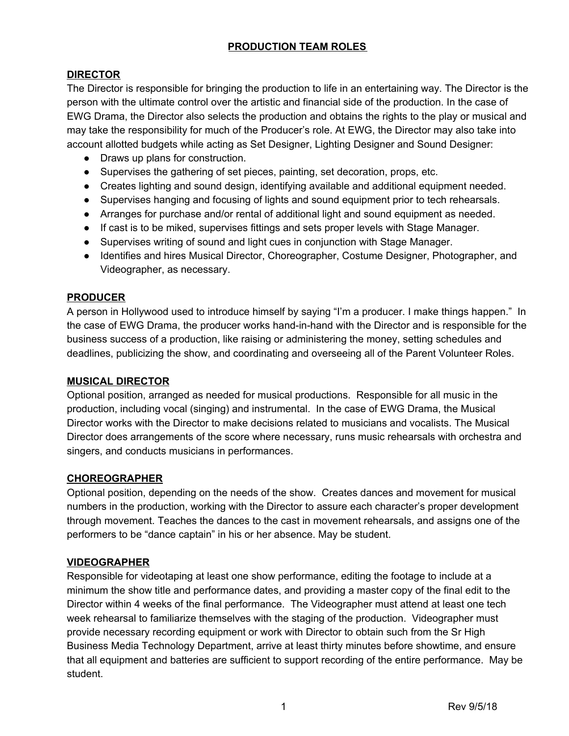# PRODUCTION TEAM ROLES

## DIRECTOR

The Director is responsible for bringing the production to life in an entertaining way. The Director is the person with the ultimate control over the artistic and financial side of the production. In the case of EWG Drama, the Director also selects the production and obtains the rights to the play or musical and may take the responsibility for much of the Producer's role. At EWG, the Director may also take into account allotted budgets while acting as Set Designer, Lighting Designer and Sound Designer:

- Draws up plans for construction.
- Supervises the gathering of set pieces, painting, set decoration, props, etc.
- Creates lighting and sound design, identifying available and additional equipment needed.
- Supervises hanging and focusing of lights and sound equipment prior to tech rehearsals.
- Arranges for purchase and/or rental of additional light and sound equipment as needed.
- If cast is to be miked, supervises fittings and sets proper levels with Stage Manager.
- Supervises writing of sound and light cues in conjunction with Stage Manager.
- Identifies and hires Musical Director, Choreographer, Costume Designer, Photographer, and Videographer, as necessary.

## PRODUCER

A person in Hollywood used to introduce himself by saying "I'm a producer. I make things happen." In the case of EWG Drama, the producer works hand-in-hand with the Director and is responsible for the business success of a production, like raising or administering the money, setting schedules and deadlines, publicizing the show, and coordinating and overseeing all of the Parent Volunteer Roles.

## MUSICAL DIRECTOR

Optional position, arranged as needed for musical productions. Responsible for all music in the production, including vocal (singing) and instrumental. In the case of EWG Drama, the Musical Director works with the Director to make decisions related to musicians and vocalists. The Musical Director does arrangements of the score where necessary, runs music rehearsals with orchestra and singers, and conducts musicians in performances.

## CHOREOGRAPHER

Optional position, depending on the needs of the show. Creates dances and movement for musical numbers in the production, working with the Director to assure each character's proper development through movement. Teaches the dances to the cast in movement rehearsals, and assigns one of the performers to be "dance captain" in his or her absence. May be student.

## VIDEOGRAPHER

Responsible for videotaping at least one show performance, editing the footage to include at a minimum the show title and performance dates, and providing a master copy of the final edit to the Director within 4 weeks of the final performance. The Videographer must attend at least one tech week rehearsal to familiarize themselves with the staging of the production. Videographer must provide necessary recording equipment or work with Director to obtain such from the Sr High Business Media Technology Department, arrive at least thirty minutes before showtime, and ensure that all equipment and batteries are sufficient to support recording of the entire performance. May be student.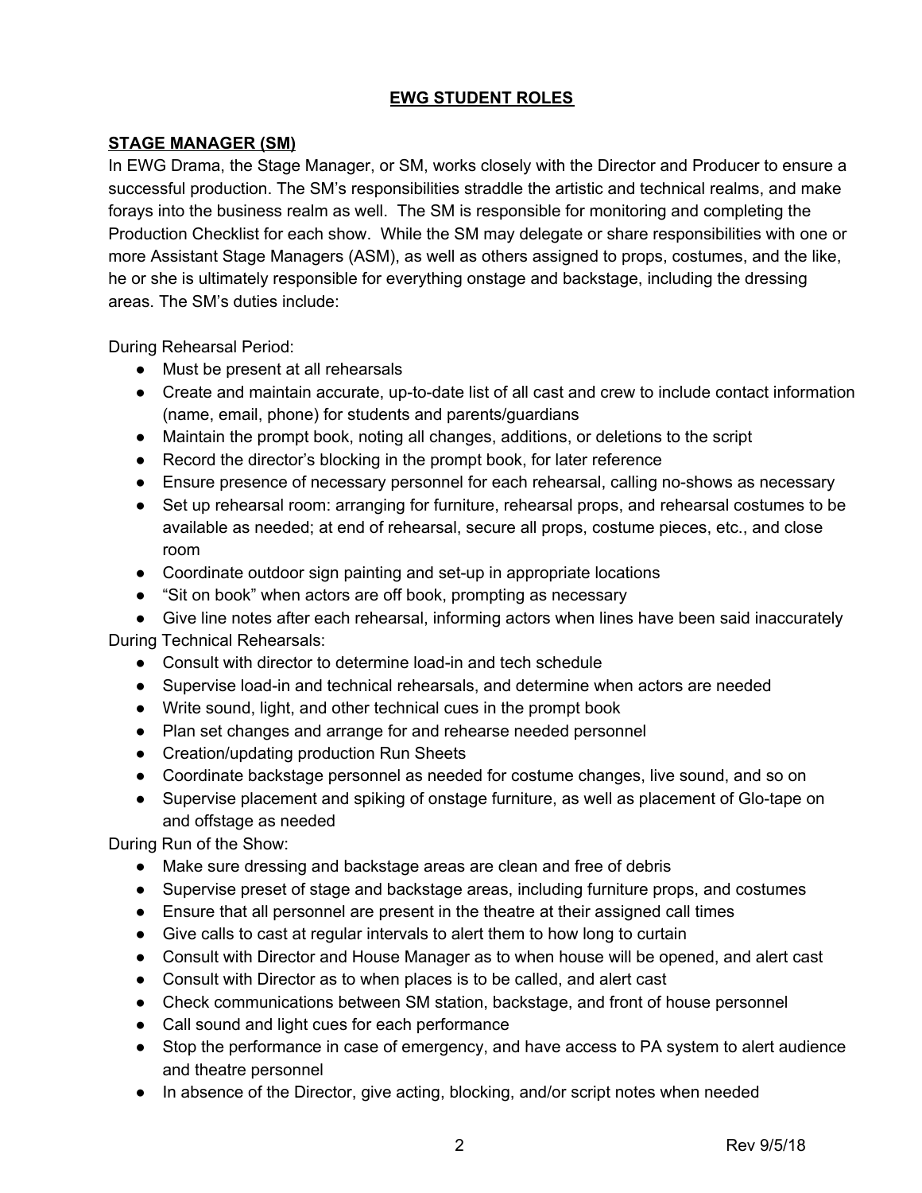# EWG STUDENT ROLES

## STAGE MANAGER (SM)

In EWG Drama, the Stage Manager, or SM, works closely with the Director and Producer to ensure a successful production. The SM's responsibilities straddle the artistic and technical realms, and make forays into the business realm as well. The SM is responsible for monitoring and completing the Production Checklist for each show. While the SM may delegate or share responsibilities with one or more Assistant Stage Managers (ASM), as well as others assigned to props, costumes, and the like, he or she is ultimately responsible for everything onstage and backstage, including the dressing areas. The SM's duties include:

During Rehearsal Period:

- Must be present at all rehearsals
- Create and maintain accurate, up-to-date list of all cast and crew to include contact information (name, email, phone) for students and parents/guardians
- Maintain the prompt book, noting all changes, additions, or deletions to the script
- Record the director's blocking in the prompt book, for later reference
- Ensure presence of necessary personnel for each rehearsal, calling no-shows as necessary
- Set up rehearsal room: arranging for furniture, rehearsal props, and rehearsal costumes to be available as needed; at end of rehearsal, secure all props, costume pieces, etc., and close room
- Coordinate outdoor sign painting and set-up in appropriate locations
- "Sit on book" when actors are off book, prompting as necessary
- Give line notes after each rehearsal, informing actors when lines have been said inaccurately

During Technical Rehearsals:

- Consult with director to determine load-in and tech schedule
- Supervise load-in and technical rehearsals, and determine when actors are needed
- Write sound, light, and other technical cues in the prompt book
- Plan set changes and arrange for and rehearse needed personnel
- Creation/updating production Run Sheets
- Coordinate backstage personnel as needed for costume changes, live sound, and so on
- Supervise placement and spiking of onstage furniture, as well as placement of Glo-tape on and offstage as needed

During Run of the Show:

- Make sure dressing and backstage areas are clean and free of debris
- Supervise preset of stage and backstage areas, including furniture props, and costumes
- Ensure that all personnel are present in the theatre at their assigned call times
- Give calls to cast at regular intervals to alert them to how long to curtain
- Consult with Director and House Manager as to when house will be opened, and alert cast
- Consult with Director as to when places is to be called, and alert cast
- Check communications between SM station, backstage, and front of house personnel
- Call sound and light cues for each performance
- Stop the performance in case of emergency, and have access to PA system to alert audience and theatre personnel
- In absence of the Director, give acting, blocking, and/or script notes when needed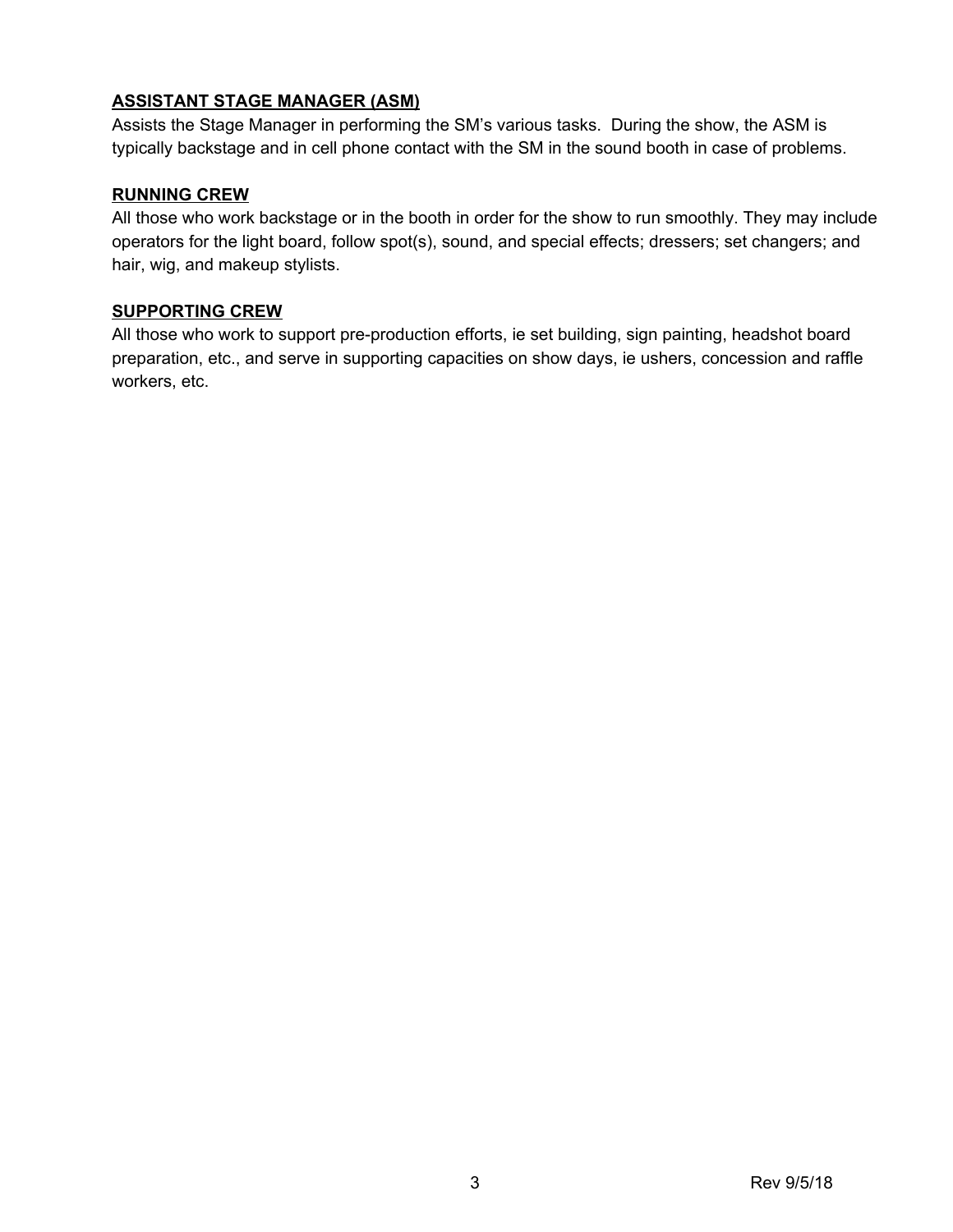**ASSISTANT STAGE MANAGER (ASM)**

Assists the Stage Manager in performing the SM's various tasks. During the show, the ASM is typically backstage and in cell phone contact with the SM in the sound booth in case of problems.

**RUNNING CREW**

All those who work backstage or in the booth in order for the show to run smoothly. They may include operators for the light board, follow spot(s), sound, and special effects; dressers; set changers; and hair, wig, and makeup stylists.

**SUPPORTING CREW**

All those who work to support pre-production efforts, ie set building, sign painting, headshot board preparation, etc., and serve in supporting capacities on show days, ie ushers, concession and raffle workers, etc.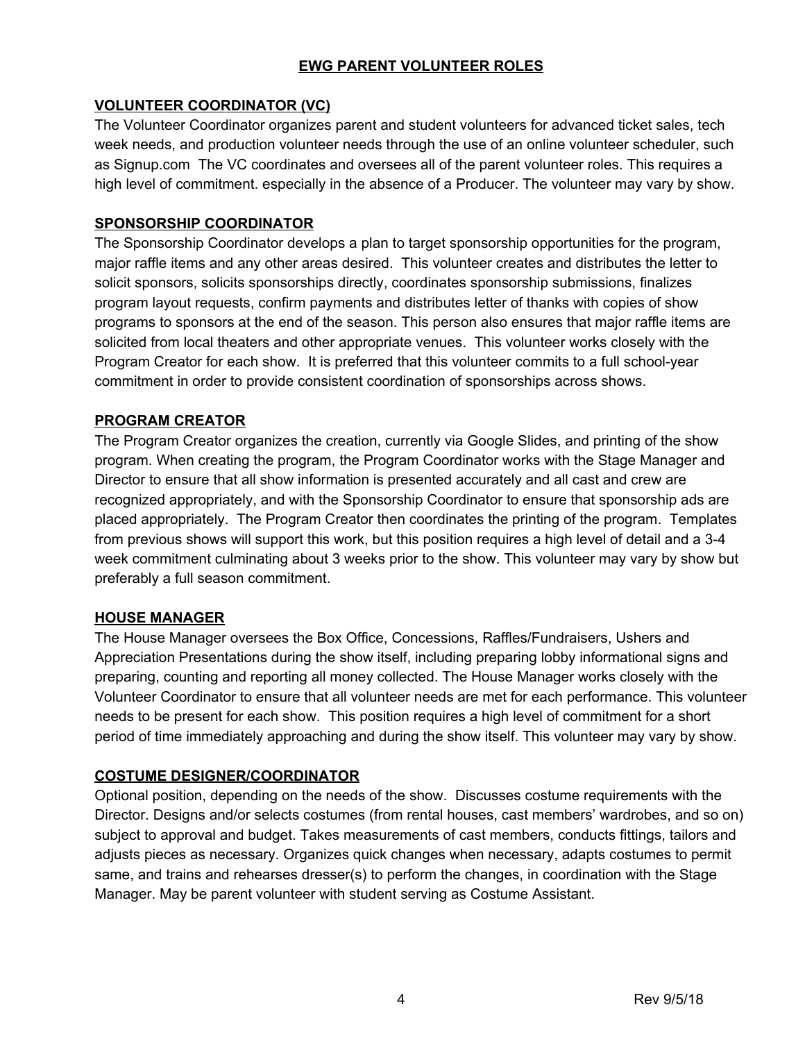## EWG PARENT VOLUNTEER ROLES

### VOLUNTEER COORDINATOR (VC)

The Volunteer Coordinator organizes parent and student volunteers for advanced ticket sales, tech week needs, and production volunteer needs through the use of an online volunteer scheduler, such as Signup.com  The VC coordinates and oversees all of the parent volunteer roles. This requires a high level of commitment. especially in the absence of a Producer. The volunteer may vary by show.

### SPONSORSHIP COORDINATOR

The Sponsorship Coordinator develops a plan to target sponsorship opportunities for the program, major raffle items and any other areas desired.  This volunteer creates and distributes the letter to solicit sponsors, solicits sponsorships directly, coordinates sponsorship submissions, finalizes program layout requests, confirm payments and distributes letter of thanks with copies of show programs to sponsors at the end of the season. This person also ensures that major raffle items are solicited from local theaters and other appropriate venues.  This volunteer works closely with the Program Creator for each show.  It is preferred that this volunteer commits to a full school-year commitment in order to provide consistent coordination of sponsorships across shows.

### PROGRAM CREATOR

The Program Creator organizes the creation, currently via Google Slides, and printing of the show program. When creating the program, the Program Coordinator works with the Stage Manager and Director to ensure that all show information is presented accurately and all cast and crew are recognized appropriately, and with the Sponsorship Coordinator to ensure that sponsorship ads are placed appropriately.  The Program Creator then coordinates the printing of the program.  Templates from previous shows will support this work, but this position requires a high level of detail and a 3-4 week commitment culminating about 3 weeks prior to the show. This volunteer may vary by show but preferably a full season commitment.

### HOUSE MANAGER

The House Manager oversees the Box Office, Concessions, Raffles/Fundraisers, Ushers and Appreciation Presentations during the show itself, including preparing lobby informational signs and preparing, counting and reporting all money collected. The House Manager works closely with the Volunteer Coordinator to ensure that all volunteer needs are met for each performance. This volunteer needs to be present for each show.  This position requires a high level of commitment for a short period of time immediately approaching and during the show itself. This volunteer may vary by show.

### COSTUME DESIGNER/COORDINATOR

Optional position, depending on the needs of the show.  Discusses costume requirements with the Director. Designs and/or selects costumes (from rental houses, cast members' wardrobes, and so on) subject to approval and budget. Takes measurements of cast members, conducts fittings, tailors and adjusts pieces as necessary. Organizes quick changes when necessary, adapts costumes to permit same, and trains and rehearses dresser(s) to perform the changes, in coordination with the Stage Manager. May be parent volunteer with student serving as Costume Assistant.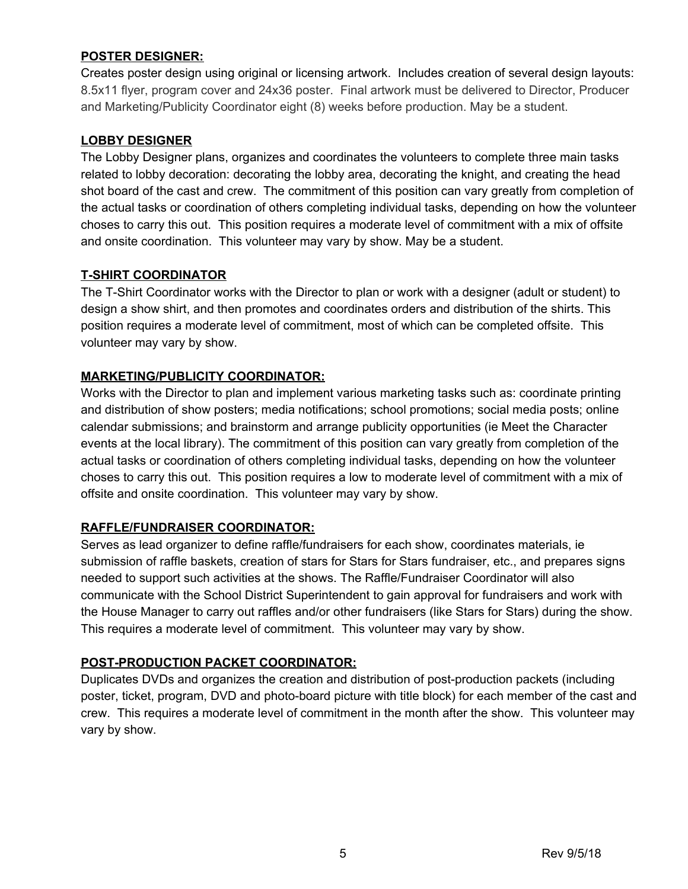**POSTER DESIGNER:**

Creates poster design using original or licensing artwork. Includes creation of several design layouts: 8.5x11 flyer, program cover and 24x36 poster. Final artwork must be delivered to Director, Producer and Marketing/Publicity Coordinator eight (8) weeks before production. May be a student.

**LOBBY DESIGNER**

The Lobby Designer plans, organizes and coordinates the volunteers to complete three main tasks related to lobby decoration: decorating the lobby area, decorating the knight, and creating the head shot board of the cast and crew. The commitment of this position can vary greatly from completion of the actual tasks or coordination of others completing individual tasks, depending on how the volunteer choses to carry this out. This position requires a moderate level of commitment with a mix of offsite and onsite coordination. This volunteer may vary by show. May be a student.

**T-SHIRT COORDINATOR**

The T-Shirt Coordinator works with the Director to plan or work with a designer (adult or student) to design a show shirt, and then promotes and coordinates orders and distribution of the shirts. This position requires a moderate level of commitment, most of which can be completed offsite. This volunteer may vary by show.

**MARKETING/PUBLICITY COORDINATOR:**

Works with the Director to plan and implement various marketing tasks such as: coordinate printing and distribution of show posters; media notifications; school promotions; social media posts; online calendar submissions; and brainstorm and arrange publicity opportunities (ie Meet the Character events at the local library). The commitment of this position can vary greatly from completion of the actual tasks or coordination of others completing individual tasks, depending on how the volunteer choses to carry this out. This position requires a low to moderate level of commitment with a mix of offsite and onsite coordination. This volunteer may vary by show.

**RAFFLE/FUNDRAISER COORDINATOR:**

Serves as lead organizer to define raffle/fundraisers for each show, coordinates materials, ie submission of raffle baskets, creation of stars for Stars for Stars fundraiser, etc., and prepares signs needed to support such activities at the shows. The Raffle/Fundraiser Coordinator will also communicate with the School District Superintendent to gain approval for fundraisers and work with the House Manager to carry out raffles and/or other fundraisers (like Stars for Stars) during the show. This requires a moderate level of commitment. This volunteer may vary by show.

**POST-PRODUCTION PACKET COORDINATOR:**

Duplicates DVDs and organizes the creation and distribution of post-production packets (including poster, ticket, program, DVD and photo-board picture with title block) for each member of the cast and crew. This requires a moderate level of commitment in the month after the show. This volunteer may vary by show.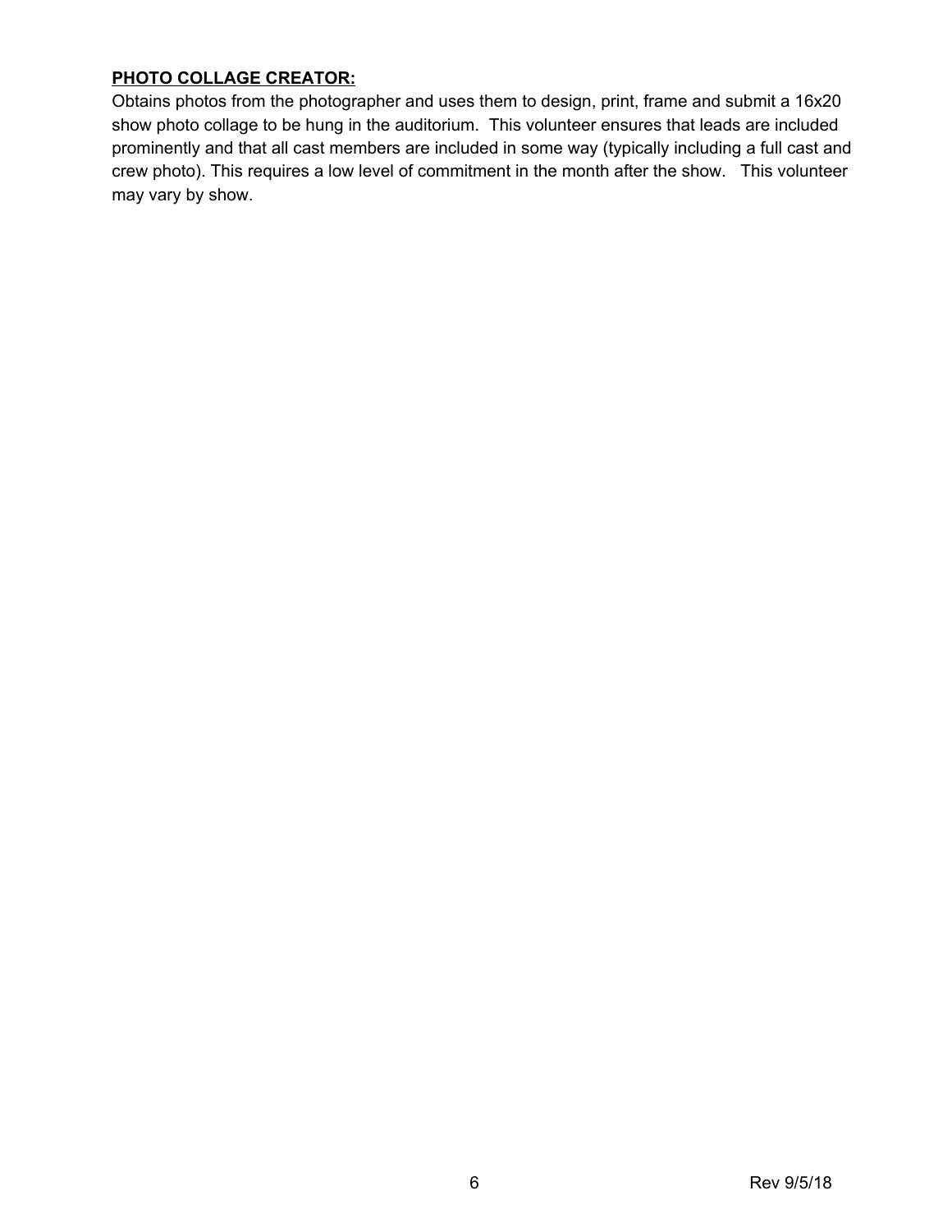**PHOTO COLLAGE CREATOR:**

Obtains photos from the photographer and uses them to design, print, frame and submit a 16x20 show photo collage to be hung in the auditorium. This volunteer ensures that leads are included prominently and that all cast members are included in some way (typically including a full cast and crew photo). This requires a low level of commitment in the month after the show. This volunteer may vary by show.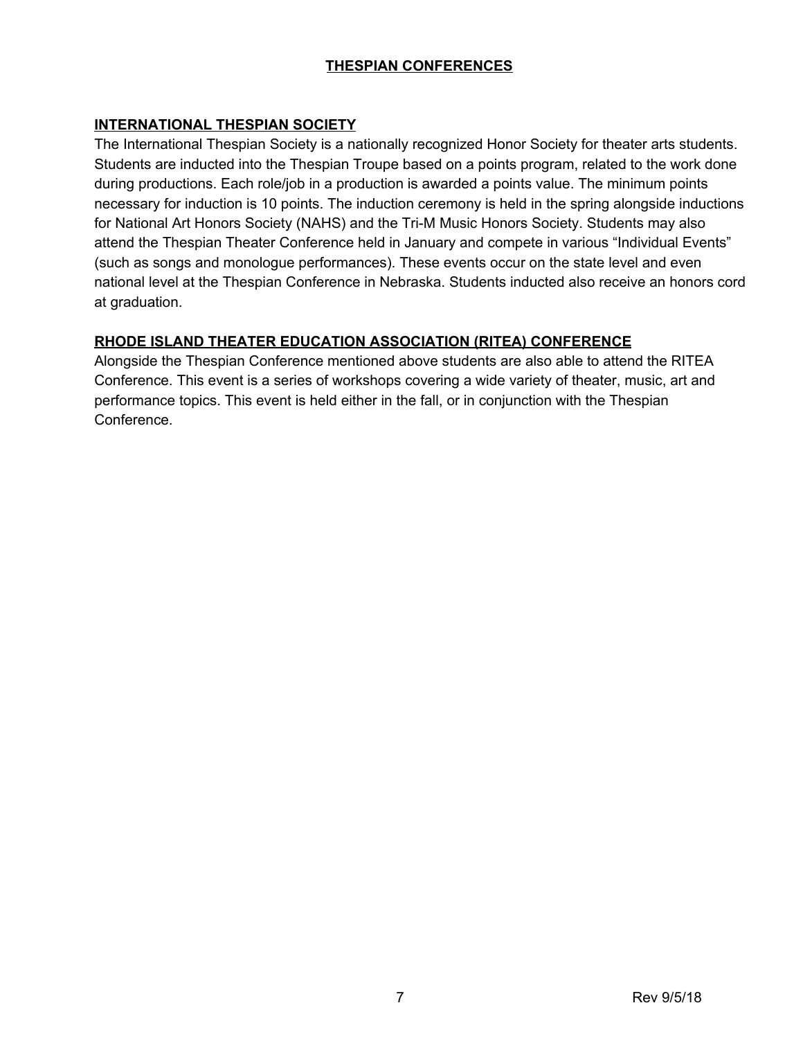## THESPIAN CONFERENCES

### INTERNATIONAL THESPIAN SOCIETY

The International Thespian Society is a nationally recognized Honor Society for theater arts students. Students are inducted into the Thespian Troupe based on a points program, related to the work done during productions. Each role/job in a production is awarded a points value. The minimum points necessary for induction is 10 points. The induction ceremony is held in the spring alongside inductions for National Art Honors Society (NAHS) and the Tri-M Music Honors Society. Students may also attend the Thespian Theater Conference held in January and compete in various "Individual Events" (such as songs and monologue performances). These events occur on the state level and even national level at the Thespian Conference in Nebraska. Students inducted also receive an honors cord at graduation.

### RHODE ISLAND THEATER EDUCATION ASSOCIATION (RITEA) CONFERENCE

Alongside the Thespian Conference mentioned above students are also able to attend the RITEA Conference. This event is a series of workshops covering a wide variety of theater, music, art and performance topics. This event is held either in the fall, or in conjunction with the Thespian Conference.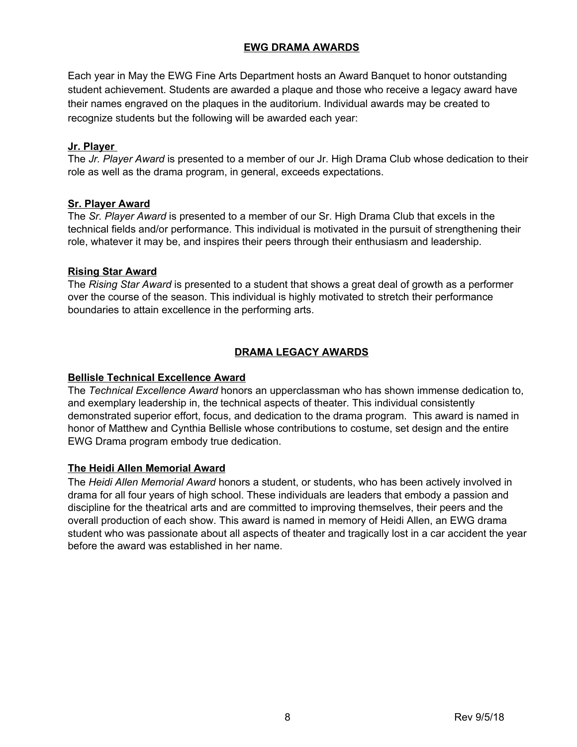## EWG DRAMA AWARDS

Each year in May the EWG Fine Arts Department hosts an Award Banquet to honor outstanding student achievement. Students are awarded a plaque and those who receive a legacy award have their names engraved on the plaques in the auditorium. Individual awards may be created to recognize students but the following will be awarded each year:

### Jr. Player

The *Jr. Player Award* is presented to a member of our Jr. High Drama Club whose dedication to their role as well as the drama program, in general, exceeds expectations.

### Sr. Player Award

The *Sr. Player Award* is presented to a member of our Sr. High Drama Club that excels in the technical fields and/or performance. This individual is motivated in the pursuit of strengthening their role, whatever it may be, and inspires their peers through their enthusiasm and leadership.

### Rising Star Award

The *Rising Star Award* is presented to a student that shows a great deal of growth as a performer over the course of the season. This individual is highly motivated to stretch their performance boundaries to attain excellence in the performing arts.

## DRAMA LEGACY AWARDS

### Bellisle Technical Excellence Award

The *Technical Excellence Award* honors an upperclassman who has shown immense dedication to, and exemplary leadership in, the technical aspects of theater. This individual consistently demonstrated superior effort, focus, and dedication to the drama program. This award is named in honor of Matthew and Cynthia Bellisle whose contributions to costume, set design and the entire EWG Drama program embody true dedication.

### The Heidi Allen Memorial Award

The *Heidi Allen Memorial Award* honors a student, or students, who has been actively involved in drama for all four years of high school. These individuals are leaders that embody a passion and discipline for the theatrical arts and are committed to improving themselves, their peers and the overall production of each show. This award is named in memory of Heidi Allen, an EWG drama student who was passionate about all aspects of theater and tragically lost in a car accident the year before the award was established in her name.

Rev 9/5/18